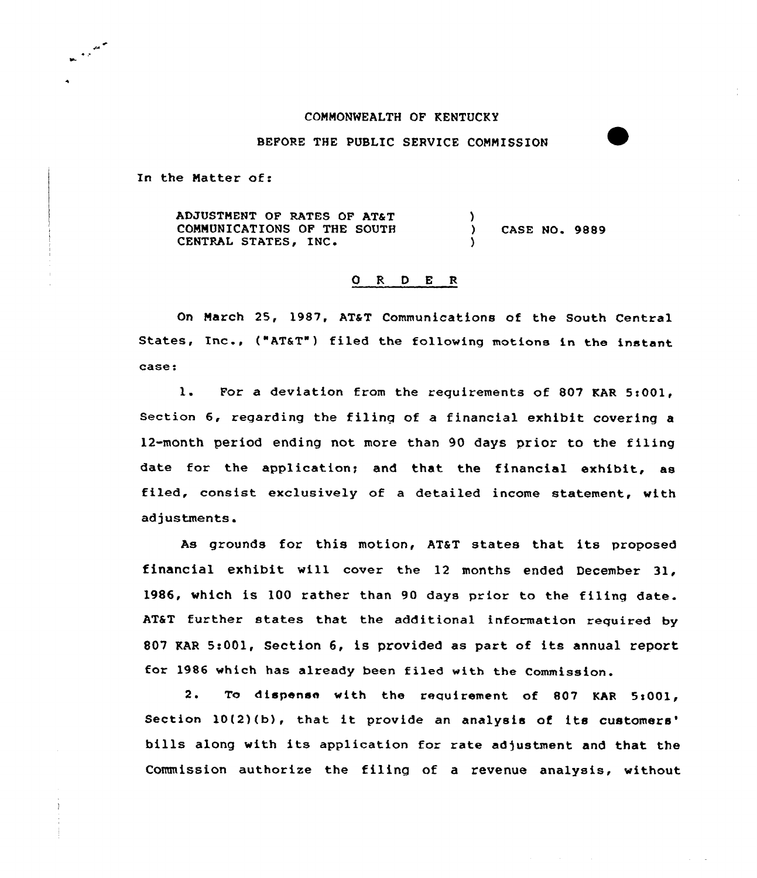COMMONWEALTH OF KENTUCKY

BEFORE THE PUBLIC SERVICE COMMISSION

In the Matter of:

ADJUSTMENT OF RATES OF AT&T COMMUNICATIONS OF THE SOUTH CENTRAL STATES, INC. ) CASE NO. 9889

# O R D E R

On March 25, 1987, AT&T Communications of the South Central States, Inc., ("AT&T") filed the following motions in the instant case:

1. For a deviation from the requirements of 807 KAR 5:001, Section 6, regarding the filing of a financial exhibit covering a 12-month period ending not more than 90 days prior to the filing date for the application; and that the financial exhibit, as filed, consist exclusively of a detailed income statement, with adjustments.

As grounds for this motion, AT&T states that its proposed financial exhibit will cover the 12 months ended December 31, 1986, which is 100 rather than 90 days prior to the filing date. AT&T further states that the additional information required by 807 KAR 5:001, Section 6, is provided as part of its annual report for 1986 which has already been filed with the Commission.

2. To dispense with the requirement of 807 KAR 5:001, Section 10(2)(b), that it provide an analysis of its customers' bills along with its application for rate adjustment and that the Commission authorize the filing of a revenue analysis, without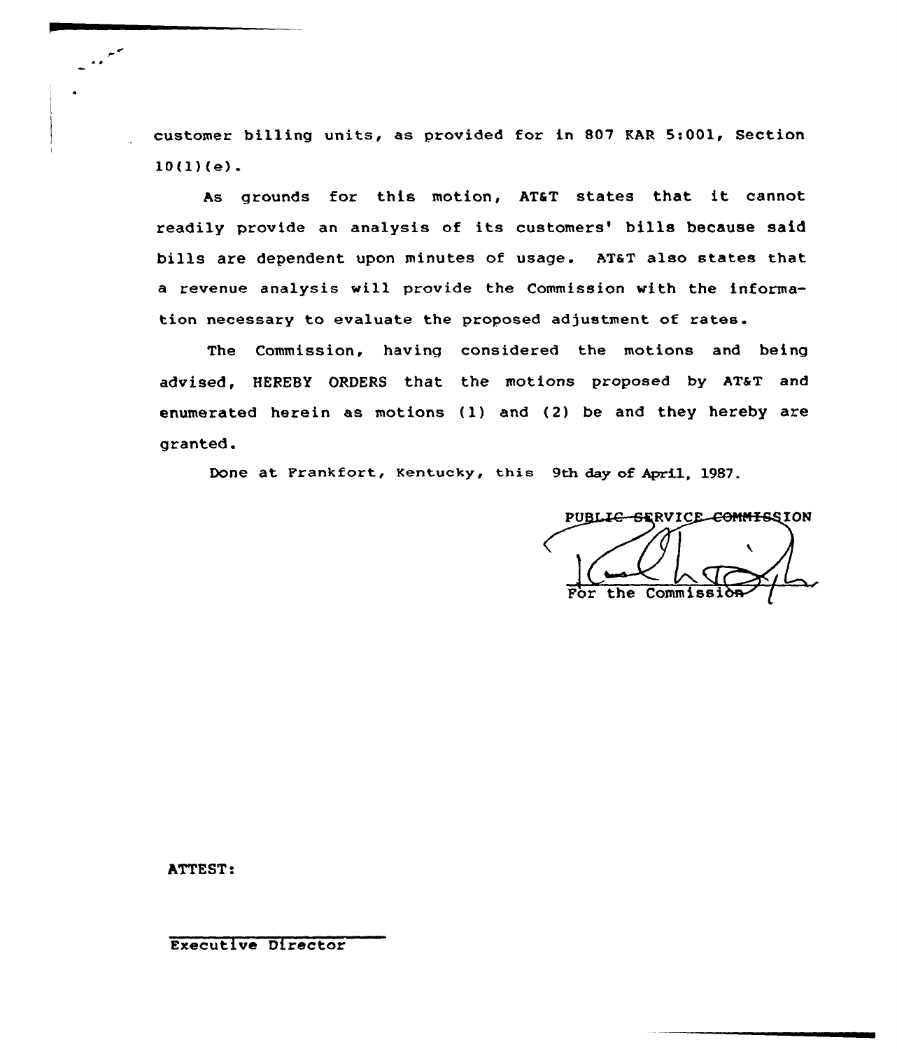customer billing units, as provided for in 807 KAR 5:001, Section 10(1)(e).

As grounds for this motion, AT&T states that it cannot readily provide an analysis of its customers' bills because said bills are dependent upon minutes of usage. AT&T also states that a revenue analysis will provide the Commission with the information necessary to evaluate the proposed adjustment of rates.

The Commission, having considered the motions and being advised, HEREBY ORDERS that the motions proposed by AT&T and enumerated herein as motions (1) and (2) be and they hereby are granted.

Done at Frankfort, Kentucky, this 9th day of April, 1987.

PUBLIC SERVICE COMMISSION

For the Commission

ATTEST:

Executive Director